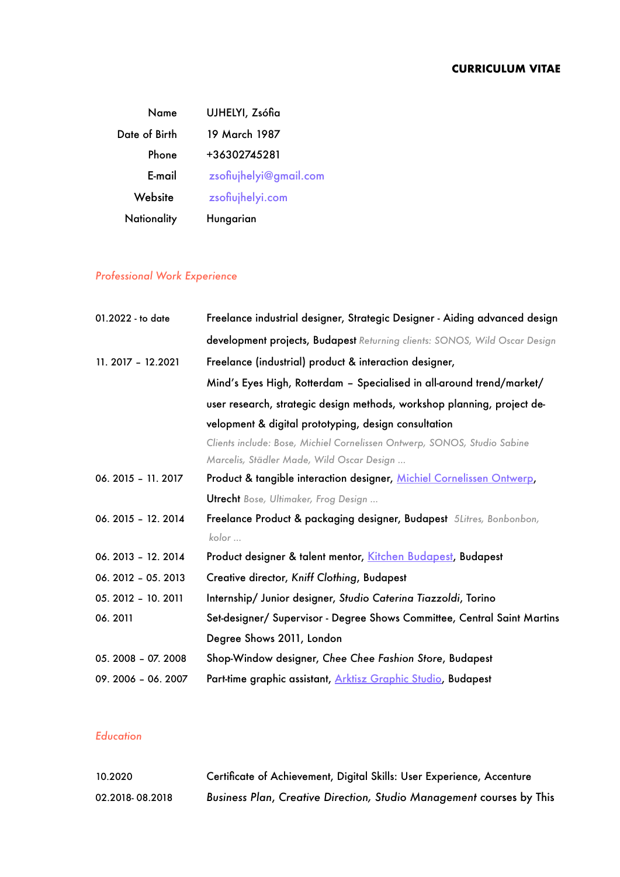**CURRICULUM VITAE**

| | |
|---|---|
| Name | UJHELYI, Zsófia |
| Date of Birth | 19 March 1987 |
| Phone | +36302745281 |
| E-mail | zsofiujhelyi@gmail.com |
| Website | zsofiujhelyi.com |
| Nationality | Hungarian |

## *Professional Work Experience*

| | |
|---|---|
| 01.2022 - to date | Freelance industrial designer, Strategic Designer - Aiding advanced design development projects, Budapest *Returning clients: SONOS, Wild Oscar Design* |
| 11. 2017 – 12.2021 | Freelance (industrial) product & interaction designer, Mind's Eyes High, Rotterdam – Specialised in all-around trend/market/ user research, strategic design methods, workshop planning, project development & digital prototyping, design consultation *Clients include: Bose, Michiel Cornelissen Ontwerp, SONOS, Studio Sabine Marcelis, Städler Made, Wild Oscar Design ...* |
| 06. 2015 – 11. 2017 | Product & tangible interaction designer, Michiel Cornelissen Ontwerp, Utrecht *Bose, Ultimaker, Frog Design ...* |
| 06. 2015 – 12. 2014 | Freelance Product & packaging designer, Budapest *5Litres, Bonbonbon, kolor ...* |
| 06. 2013 – 12. 2014 | Product designer & talent mentor, Kitchen Budapest, Budapest |
| 06. 2012 – 05. 2013 | Creative director, *Kniff Clothing*, Budapest |
| 05. 2012 – 10. 2011 | Internship/ Junior designer, *Studio Caterina Tiazzoldi*, Torino |
| 06. 2011 | Set-designer/ Supervisor - Degree Shows Committee, Central Saint Martins Degree Shows 2011, London |
| 05. 2008 – 07. 2008 | Shop-Window designer, *Chee Chee Fashion Store*, Budapest |
| 09. 2006 – 06. 2007 | Part-time graphic assistant, Arktisz Graphic Studio, Budapest |

## *Education*

| | |
|---|---|
| 10.2020 | Certificate of Achievement, Digital Skills: User Experience, Accenture |
| 02.2018- 08.2018 | *Business Plan*, *Creative Direction*, *Studio Management* courses by This |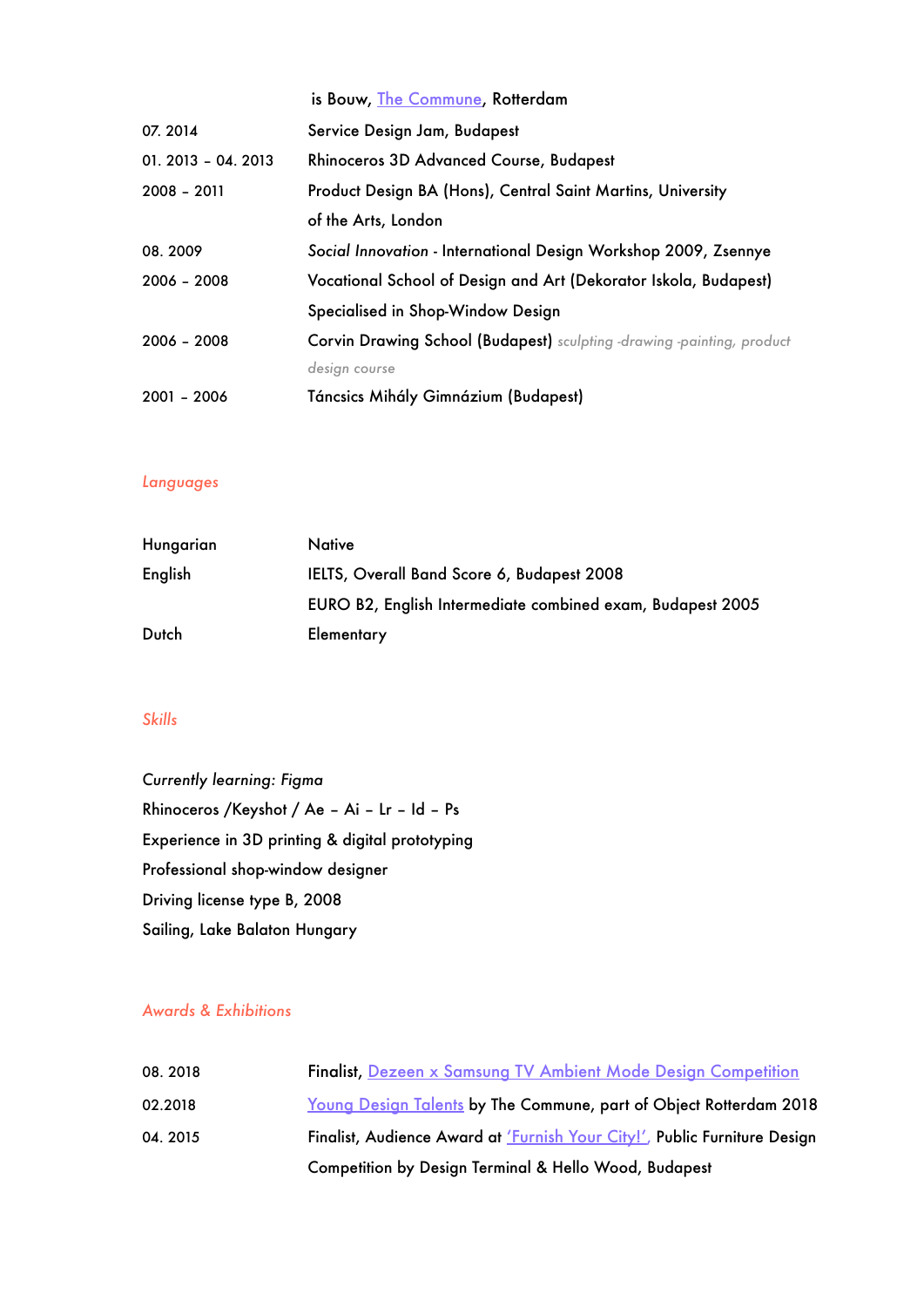| | |
|---|---|
| | is Bouw, The Commune, Rotterdam |
| 07. 2014 | Service Design Jam, Budapest |
| 01. 2013 – 04. 2013 | Rhinoceros 3D Advanced Course, Budapest |
| 2008 – 2011 | Product Design BA (Hons), Central Saint Martins, University of the Arts, London |
| 08. 2009 | *Social Innovation* - International Design Workshop 2009, Zsennye |
| 2006 – 2008 | Vocational School of Design and Art (Dekorator Iskola, Budapest) Specialised in Shop-Window Design |
| 2006 – 2008 | Corvin Drawing School (Budapest) *sculpting -drawing -painting, product design course* |
| 2001 – 2006 | Táncsics Mihály Gimnázium (Budapest) |

## *Languages*

| | |
|---|---|
| Hungarian | Native |
| English | IELTS, Overall Band Score 6, Budapest 2008 |
| | EURO B2, English Intermediate combined exam, Budapest 2005 |
| Dutch | Elementary |

## *Skills*

*Currently learning: Figma*
Rhinoceros /Keyshot / Ae – Ai – Lr – Id – Ps
Experience in 3D printing & digital prototyping
Professional shop-window designer
Driving license type B, 2008
Sailing, Lake Balaton Hungary

## *Awards & Exhibitions*

| | |
|---|---|
| 08. 2018 | Finalist, Dezeen x Samsung TV Ambient Mode Design Competition |
| 02.2018 | Young Design Talents by The Commune, part of Object Rotterdam 2018 |
| 04. 2015 | Finalist, Audience Award at 'Furnish Your City!', Public Furniture Design Competition by Design Terminal & Hello Wood, Budapest |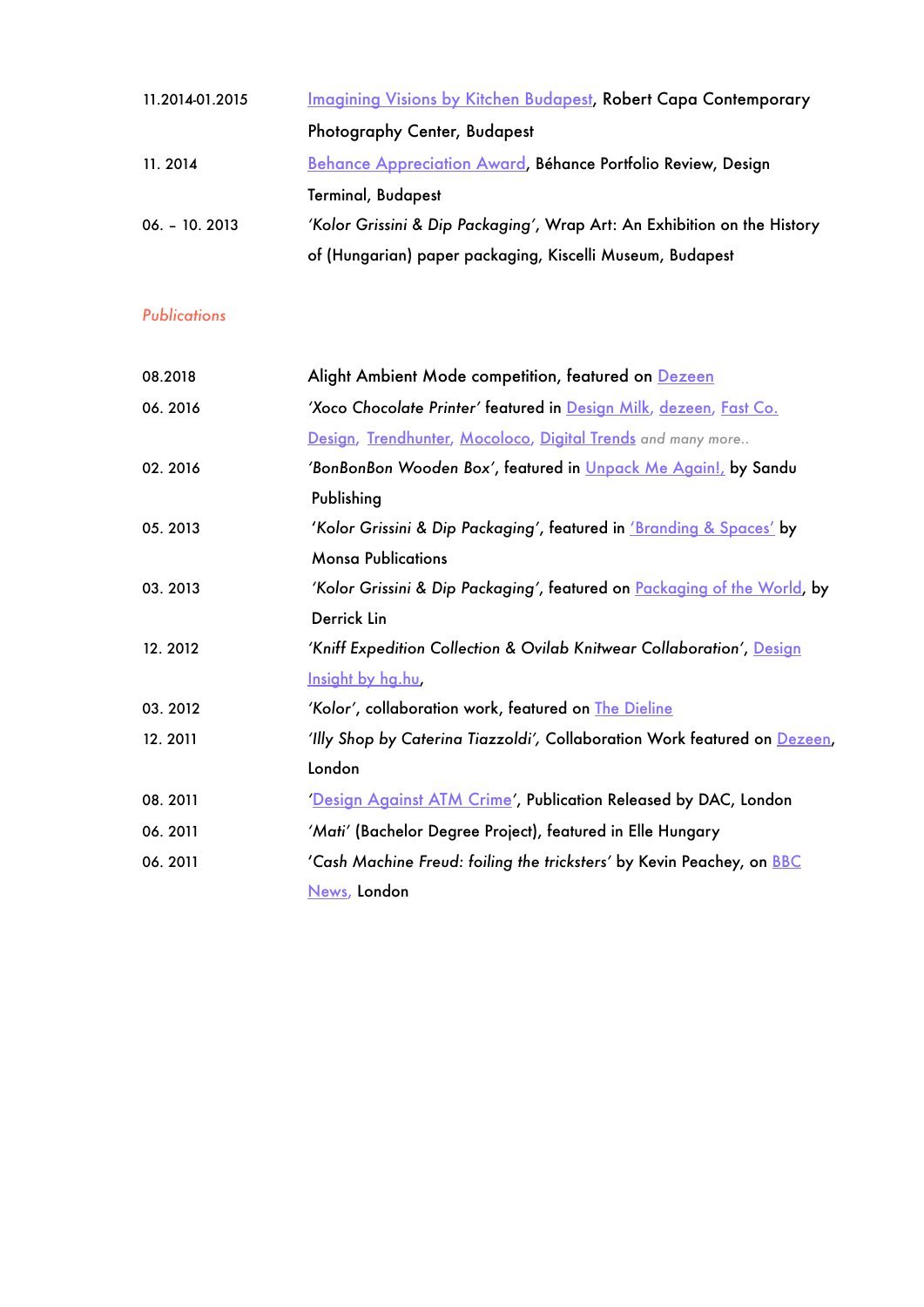| | |
|---|---|
| 11.2014-01.2015 | Imagining Visions by Kitchen Budapest, Robert Capa Contemporary Photography Center, Budapest |
| 11. 2014 | Behance Appreciation Award, Béhance Portfolio Review, Design Terminal, Budapest |
| 06. – 10. 2013 | *'Kolor Grissini & Dip Packaging'*, Wrap Art: An Exhibition on the History of (Hungarian) paper packaging, Kiscelli Museum, Budapest |

*Publications*

| | |
|---|---|
| 08.2018 | Alight Ambient Mode competition, featured on Dezeen |
| 06. 2016 | *'Xoco Chocolate Printer'* featured in Design Milk, dezeen, Fast Co. Design, Trendhunter, Mocoloco, Digital Trends *and many more..* |
| 02. 2016 | *'BonBonBon Wooden Box'*, featured in Unpack Me Again!, by Sandu Publishing |
| 05. 2013 | *'Kolor Grissini & Dip Packaging'*, featured in 'Branding & Spaces' by Monsa Publications |
| 03. 2013 | *'Kolor Grissini & Dip Packaging'*, featured on Packaging of the World, by Derrick Lin |
| 12. 2012 | *'Kniff Expedition Collection & Ovilab Knitwear Collaboration'*, Design Insight by hg.hu, |
| 03. 2012 | *'Kolor'*, collaboration work, featured on The Dieline |
| 12. 2011 | *'Illy Shop by Caterina Tiazzoldi',* Collaboration Work featured on Dezeen, London |
| 08. 2011 | 'Design Against ATM Crime', Publication Released by DAC, London |
| 06. 2011 | *'Mati'* (Bachelor Degree Project), featured in Elle Hungary |
| 06. 2011 | *'Cash Machine Freud: foiling the tricksters'* by Kevin Peachey, on BBC News, London |